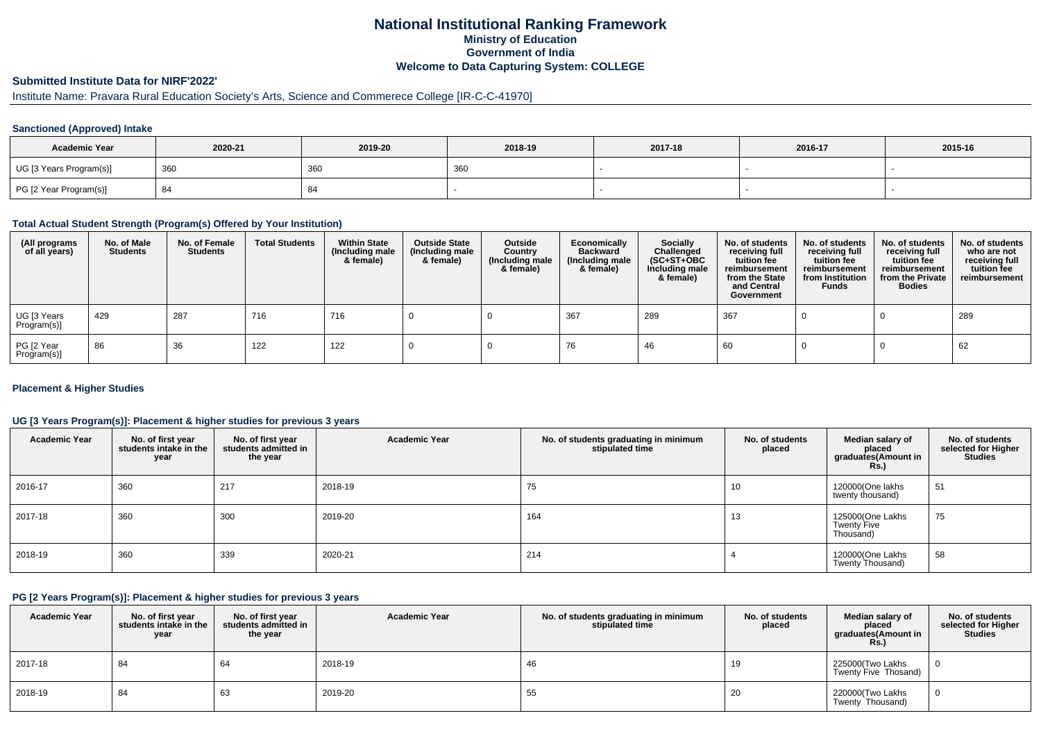# National Institutional Ranking Framework
## Ministry of Education
## Government of India
## Welcome to Data Capturing System: COLLEGE

### Submitted Institute Data for NIRF'2022'

Institute Name: Pravara Rural Education Society's Arts, Science and Commerece College [IR-C-C-41970]

#### Sanctioned (Approved) Intake

| Academic Year | 2020-21 | 2019-20 | 2018-19 | 2017-18 | 2016-17 | 2015-16 |
|---|---|---|---|---|---|---|
| UG [3 Years Program(s)] | 360 | 360 | 360 | - | - | - |
| PG [2 Year Program(s)] | 84 | 84 | - | - | - | - |

#### Total Actual Student Strength (Program(s) Offered by Your Institution)

| (All programs of all years) | No. of Male Students | No. of Female Students | Total Students | Within State (Including male & female) | Outside State (Including male & female) | Outside Country (Including male & female) | Economically Backward (Including male & female) | Socially Challenged (SC+ST+OBC Including male & female) | No. of students receiving full tuition fee reimbursement from the State and Central Government | No. of students receiving full tuition fee reimbursement from Institution Funds | No. of students receiving full tuition fee reimbursement from the Private Bodies | No. of students who are not receiving full tuition fee reimbursement |
|---|---|---|---|---|---|---|---|---|---|---|---|---|
| UG [3 Years Program(s)] | 429 | 287 | 716 | 716 | 0 | 0 | 367 | 289 | 367 | 0 | 0 | 289 |
| PG [2 Year Program(s)] | 86 | 36 | 122 | 122 | 0 | 0 | 76 | 46 | 60 | 0 | 0 | 62 |

#### Placement & Higher Studies

#### UG [3 Years Program(s)]: Placement & higher studies for previous 3 years

| Academic Year | No. of first year students intake in the year | No. of first year students admitted in the year | Academic Year | No. of students graduating in minimum stipulated time | No. of students placed | Median salary of placed graduates(Amount in Rs.) | No. of students selected for Higher Studies |
|---|---|---|---|---|---|---|---|
| 2016-17 | 360 | 217 | 2018-19 | 75 | 10 | 120000(One lakhs twenty thousand) | 51 |
| 2017-18 | 360 | 300 | 2019-20 | 164 | 13 | 125000(One Lakhs Twenty Five Thousand) | 75 |
| 2018-19 | 360 | 339 | 2020-21 | 214 | 4 | 120000(One Lakhs Twenty Thousand) | 58 |

#### PG [2 Years Program(s)]: Placement & higher studies for previous 3 years

| Academic Year | No. of first year students intake in the year | No. of first year students admitted in the year | Academic Year | No. of students graduating in minimum stipulated time | No. of students placed | Median salary of placed graduates(Amount in Rs.) | No. of students selected for Higher Studies |
|---|---|---|---|---|---|---|---|
| 2017-18 | 84 | 64 | 2018-19 | 46 | 19 | 225000(Two Lakhs Twenty Five Thosand) | 0 |
| 2018-19 | 84 | 63 | 2019-20 | 55 | 20 | 220000(Two Lakhs Twenty Thousand) | 0 |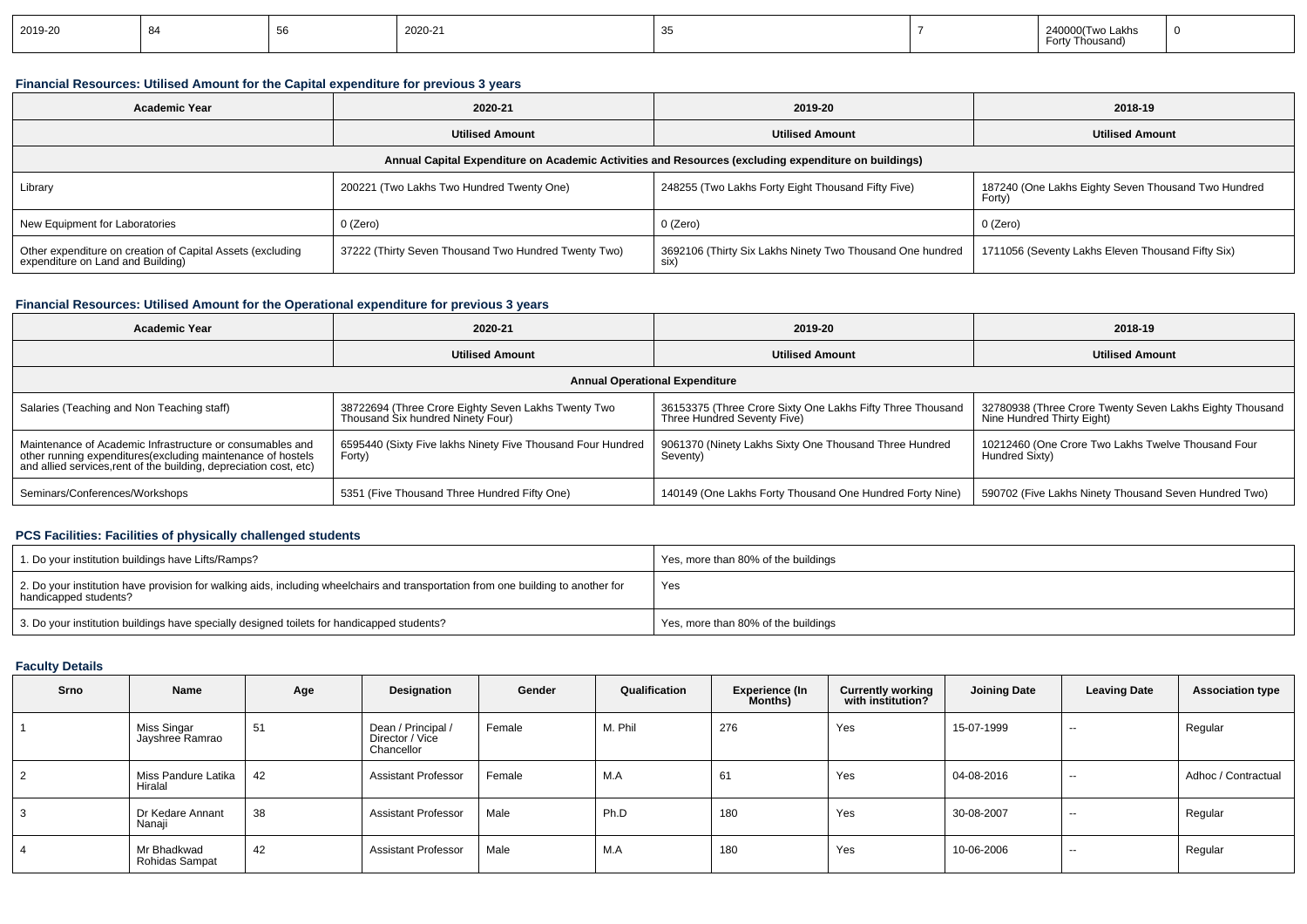| 2019-20 | 84 | 56 | 2020-21 | 35 | 7 | 240000(Two Lakhs Forty Thousand) | 0 |
|---|---|---|---|---|---|---|---|

### Financial Resources: Utilised Amount for the Capital expenditure for previous 3 years

| Academic Year | 2020-21 | 2019-20 | 2018-19 |
|---|---|---|---|
| | Utilised Amount | Utilised Amount | Utilised Amount |
| Annual Capital Expenditure on Academic Activities and Resources (excluding expenditure on buildings) | | | |
| Library | 200221 (Two Lakhs Two Hundred Twenty One) | 248255 (Two Lakhs Forty Eight Thousand Fifty Five) | 187240 (One Lakhs Eighty Seven Thousand Two Hundred Forty) |
| New Equipment for Laboratories | 0 (Zero) | 0 (Zero) | 0 (Zero) |
| Other expenditure on creation of Capital Assets (excluding expenditure on Land and Building) | 37222 (Thirty Seven Thousand Two Hundred Twenty Two) | 3692106 (Thirty Six Lakhs Ninety Two Thousand One hundred six) | 1711056 (Seventy Lakhs Eleven Thousand Fifty Six) |

### Financial Resources: Utilised Amount for the Operational expenditure for previous 3 years

| Academic Year | 2020-21 | 2019-20 | 2018-19 |
|---|---|---|---|
| | Utilised Amount | Utilised Amount | Utilised Amount |
| Annual Operational Expenditure | | | |
| Salaries (Teaching and Non Teaching staff) | 38722694 (Three Crore Eighty Seven Lakhs Twenty Two Thousand Six hundred Ninety Four) | 36153375 (Three Crore Sixty One Lakhs Fifty Three Thousand Three Hundred Seventy Five) | 32780938 (Three Crore Twenty Seven Lakhs Eighty Thousand Nine Hundred Thirty Eight) |
| Maintenance of Academic Infrastructure or consumables and other running expenditures(excluding maintenance of hostels and allied services,rent of the building, depreciation cost, etc) | 6595440 (Sixty Five lakhs Ninety Five Thousand Four Hundred Forty) | 9061370 (Ninety Lakhs Sixty One Thousand Three Hundred Seventy) | 10212460 (One Crore Two Lakhs Twelve Thousand Four Hundred Sixty) |
| Seminars/Conferences/Workshops | 5351 (Five Thousand Three Hundred Fifty One) | 140149 (One Lakhs Forty Thousand One Hundred Forty Nine) | 590702 (Five Lakhs Ninety Thousand Seven Hundred Two) |

### PCS Facilities: Facilities of physically challenged students

| | |
|---|---|
| 1. Do your institution buildings have Lifts/Ramps? | Yes, more than 80% of the buildings |
| 2. Do your institution have provision for walking aids, including wheelchairs and transportation from one building to another for handicapped students? | Yes |
| 3. Do your institution buildings have specially designed toilets for handicapped students? | Yes, more than 80% of the buildings |

### Faculty Details

| Srno | Name | Age | Designation | Gender | Qualification | Experience (In Months) | Currently working with institution? | Joining Date | Leaving Date | Association type |
|---|---|---|---|---|---|---|---|---|---|---|
| 1 | Miss Singar Jayshree Ramrao | 51 | Dean / Principal / Director / Vice Chancellor | Female | M. Phil | 276 | Yes | 15-07-1999 | -- | Regular |
| 2 | Miss Pandure Latika Hiralal | 42 | Assistant Professor | Female | M.A | 61 | Yes | 04-08-2016 | -- | Adhoc / Contractual |
| 3 | Dr Kedare Annant Nanaji | 38 | Assistant Professor | Male | Ph.D | 180 | Yes | 30-08-2007 | -- | Regular |
| 4 | Mr Bhadkwad Rohidas Sampat | 42 | Assistant Professor | Male | M.A | 180 | Yes | 10-06-2006 | -- | Regular |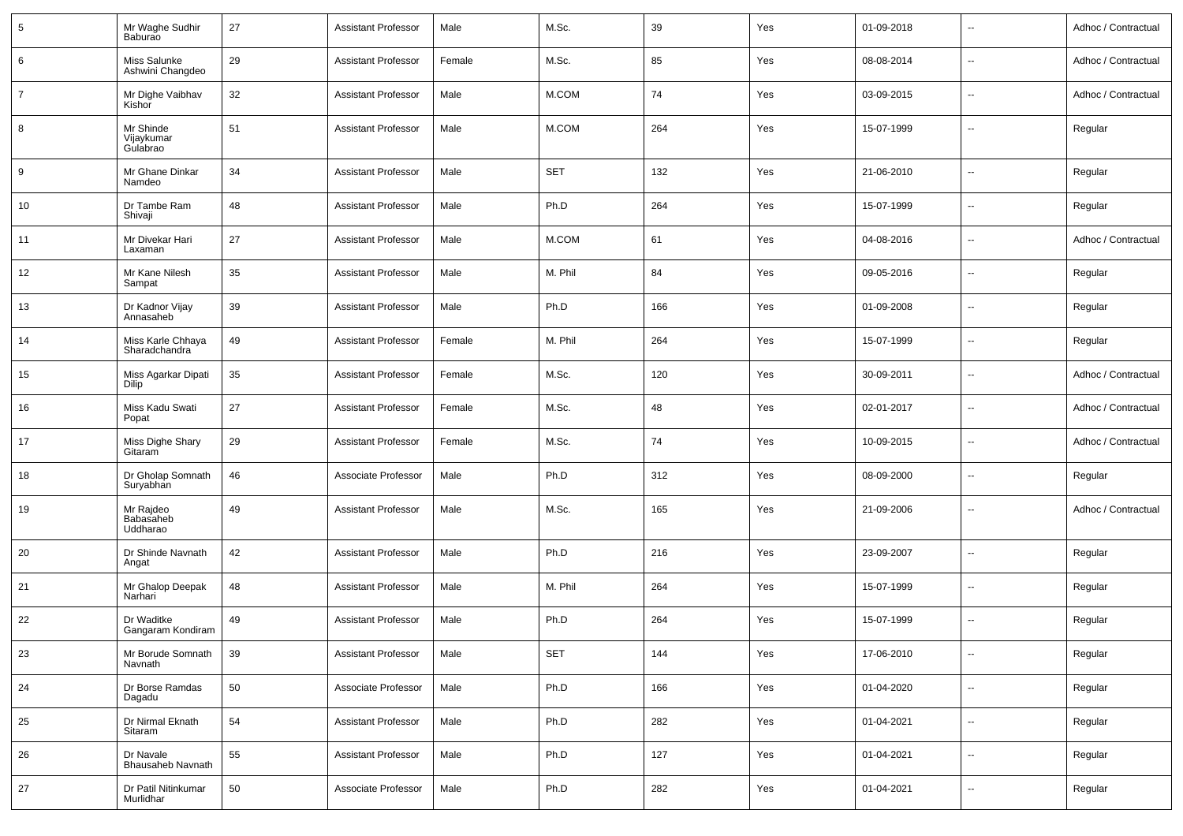| 5 | Mr Waghe Sudhir Baburao | 27 | Assistant Professor | Male | M.Sc. | 39 | Yes | 01-09-2018 | -- | Adhoc / Contractual |
|---|---|---|---|---|---|---|---|---|---|---|
| 6 | Miss Salunke Ashwini Changdeo | 29 | Assistant Professor | Female | M.Sc. | 85 | Yes | 08-08-2014 | -- | Adhoc / Contractual |
| 7 | Mr Dighe Vaibhav Kishor | 32 | Assistant Professor | Male | M.COM | 74 | Yes | 03-09-2015 | -- | Adhoc / Contractual |
| 8 | Mr Shinde Vijaykumar Gulabrao | 51 | Assistant Professor | Male | M.COM | 264 | Yes | 15-07-1999 | -- | Regular |
| 9 | Mr Ghane Dinkar Namdeo | 34 | Assistant Professor | Male | SET | 132 | Yes | 21-06-2010 | -- | Regular |
| 10 | Dr Tambe Ram Shivaji | 48 | Assistant Professor | Male | Ph.D | 264 | Yes | 15-07-1999 | -- | Regular |
| 11 | Mr Divekar Hari Laxaman | 27 | Assistant Professor | Male | M.COM | 61 | Yes | 04-08-2016 | -- | Adhoc / Contractual |
| 12 | Mr Kane Nilesh Sampat | 35 | Assistant Professor | Male | M. Phil | 84 | Yes | 09-05-2016 | -- | Regular |
| 13 | Dr Kadnor Vijay Annasaheb | 39 | Assistant Professor | Male | Ph.D | 166 | Yes | 01-09-2008 | -- | Regular |
| 14 | Miss Karle Chhaya Sharadchandra | 49 | Assistant Professor | Female | M. Phil | 264 | Yes | 15-07-1999 | -- | Regular |
| 15 | Miss Agarkar Dipati Dilip | 35 | Assistant Professor | Female | M.Sc. | 120 | Yes | 30-09-2011 | -- | Adhoc / Contractual |
| 16 | Miss Kadu Swati Popat | 27 | Assistant Professor | Female | M.Sc. | 48 | Yes | 02-01-2017 | -- | Adhoc / Contractual |
| 17 | Miss Dighe Shary Gitaram | 29 | Assistant Professor | Female | M.Sc. | 74 | Yes | 10-09-2015 | -- | Adhoc / Contractual |
| 18 | Dr Gholap Somnath Suryabhan | 46 | Associate Professor | Male | Ph.D | 312 | Yes | 08-09-2000 | -- | Regular |
| 19 | Mr Rajdeo Babasaheb Uddharao | 49 | Assistant Professor | Male | M.Sc. | 165 | Yes | 21-09-2006 | -- | Adhoc / Contractual |
| 20 | Dr Shinde Navnath Angat | 42 | Assistant Professor | Male | Ph.D | 216 | Yes | 23-09-2007 | -- | Regular |
| 21 | Mr Ghalop Deepak Narhari | 48 | Assistant Professor | Male | M. Phil | 264 | Yes | 15-07-1999 | -- | Regular |
| 22 | Dr Waditke Gangaram Kondiram | 49 | Assistant Professor | Male | Ph.D | 264 | Yes | 15-07-1999 | -- | Regular |
| 23 | Mr Borude Somnath Navnath | 39 | Assistant Professor | Male | SET | 144 | Yes | 17-06-2010 | -- | Regular |
| 24 | Dr Borse Ramdas Dagadu | 50 | Associate Professor | Male | Ph.D | 166 | Yes | 01-04-2020 | -- | Regular |
| 25 | Dr Nirmal Eknath Sitaram | 54 | Assistant Professor | Male | Ph.D | 282 | Yes | 01-04-2021 | -- | Regular |
| 26 | Dr Navale Bhausaheb Navnath | 55 | Assistant Professor | Male | Ph.D | 127 | Yes | 01-04-2021 | -- | Regular |
| 27 | Dr Patil Nitinkumar Murlidhar | 50 | Associate Professor | Male | Ph.D | 282 | Yes | 01-04-2021 | -- | Regular |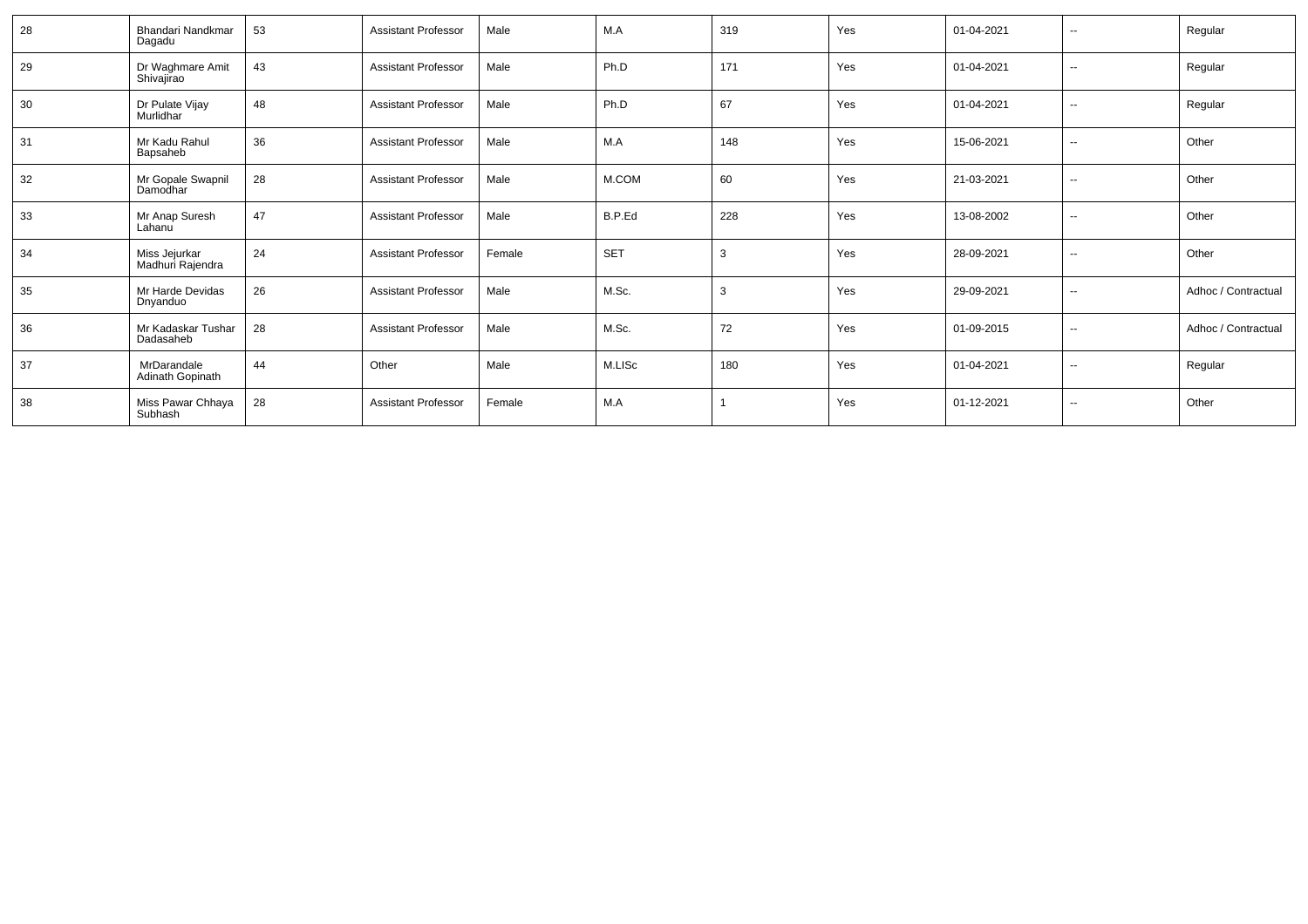| | | | | | | | | | | |
|---|---|---|---|---|---|---|---|---|---|---|
| 28 | Bhandari Nandkmar Dagadu | 53 | Assistant Professor | Male | M.A | 319 | Yes | 01-04-2021 | -- | Regular |
| 29 | Dr Waghmare Amit Shivajirao | 43 | Assistant Professor | Male | Ph.D | 171 | Yes | 01-04-2021 | -- | Regular |
| 30 | Dr Pulate Vijay Murlidhar | 48 | Assistant Professor | Male | Ph.D | 67 | Yes | 01-04-2021 | -- | Regular |
| 31 | Mr Kadu Rahul Bapsaheb | 36 | Assistant Professor | Male | M.A | 148 | Yes | 15-06-2021 | -- | Other |
| 32 | Mr Gopale Swapnil Damodhar | 28 | Assistant Professor | Male | M.COM | 60 | Yes | 21-03-2021 | -- | Other |
| 33 | Mr Anap Suresh Lahanu | 47 | Assistant Professor | Male | B.P.Ed | 228 | Yes | 13-08-2002 | -- | Other |
| 34 | Miss Jejurkar Madhuri Rajendra | 24 | Assistant Professor | Female | SET | 3 | Yes | 28-09-2021 | -- | Other |
| 35 | Mr Harde Devidas Dnyanduo | 26 | Assistant Professor | Male | M.Sc. | 3 | Yes | 29-09-2021 | -- | Adhoc / Contractual |
| 36 | Mr Kadaskar Tushar Dadasaheb | 28 | Assistant Professor | Male | M.Sc. | 72 | Yes | 01-09-2015 | -- | Adhoc / Contractual |
| 37 | MrDarandale Adinath Gopinath | 44 | Other | Male | M.LISc | 180 | Yes | 01-04-2021 | -- | Regular |
| 38 | Miss Pawar Chhaya Subhash | 28 | Assistant Professor | Female | M.A | 1 | Yes | 01-12-2021 | -- | Other |